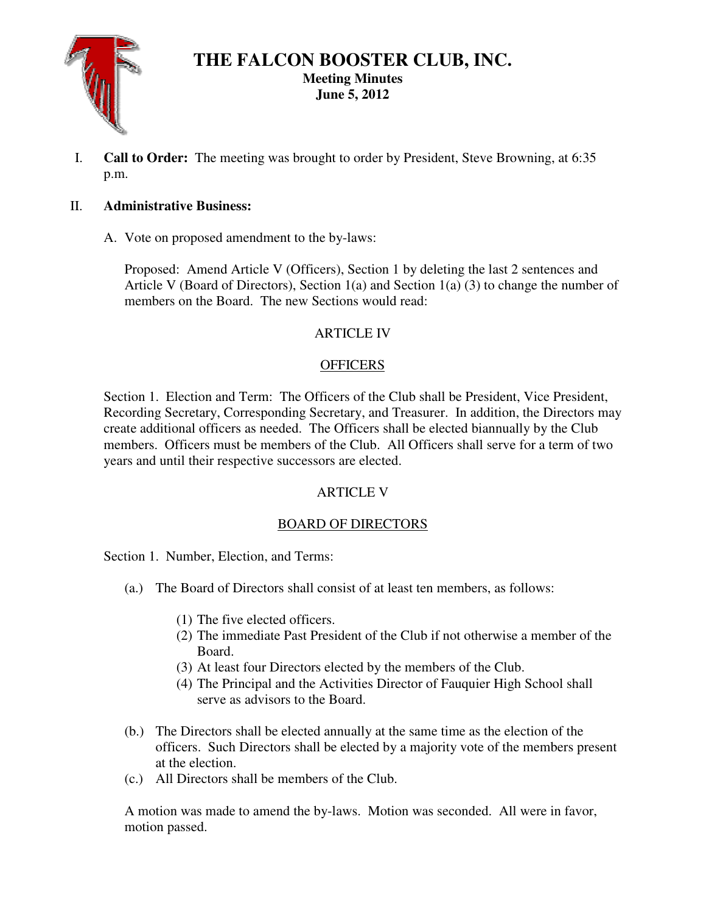# THE FALCON BOOSTER CLUB, INC.

**Meeting Minutes**
**June 5, 2012**

I. **Call to Order:** The meeting was brought to order by President, Steve Browning, at 6:35 p.m.

II. **Administrative Business:**

A. Vote on proposed amendment to the by-laws:

Proposed: Amend Article V (Officers), Section 1 by deleting the last 2 sentences and Article V (Board of Directors), Section 1(a) and Section 1(a) (3) to change the number of members on the Board. The new Sections would read:

ARTICLE IV

OFFICERS

Section 1. Election and Term: The Officers of the Club shall be President, Vice President, Recording Secretary, Corresponding Secretary, and Treasurer. In addition, the Directors may create additional officers as needed. The Officers shall be elected biannually by the Club members. Officers must be members of the Club. All Officers shall serve for a term of two years and until their respective successors are elected.

ARTICLE V

BOARD OF DIRECTORS

Section 1. Number, Election, and Terms:

(a.) The Board of Directors shall consist of at least ten members, as follows:

(1) The five elected officers.
(2) The immediate Past President of the Club if not otherwise a member of the Board.
(3) At least four Directors elected by the members of the Club.
(4) The Principal and the Activities Director of Fauquier High School shall serve as advisors to the Board.

(b.) The Directors shall be elected annually at the same time as the election of the officers. Such Directors shall be elected by a majority vote of the members present at the election.

(c.) All Directors shall be members of the Club.

A motion was made to amend the by-laws. Motion was seconded. All were in favor, motion passed.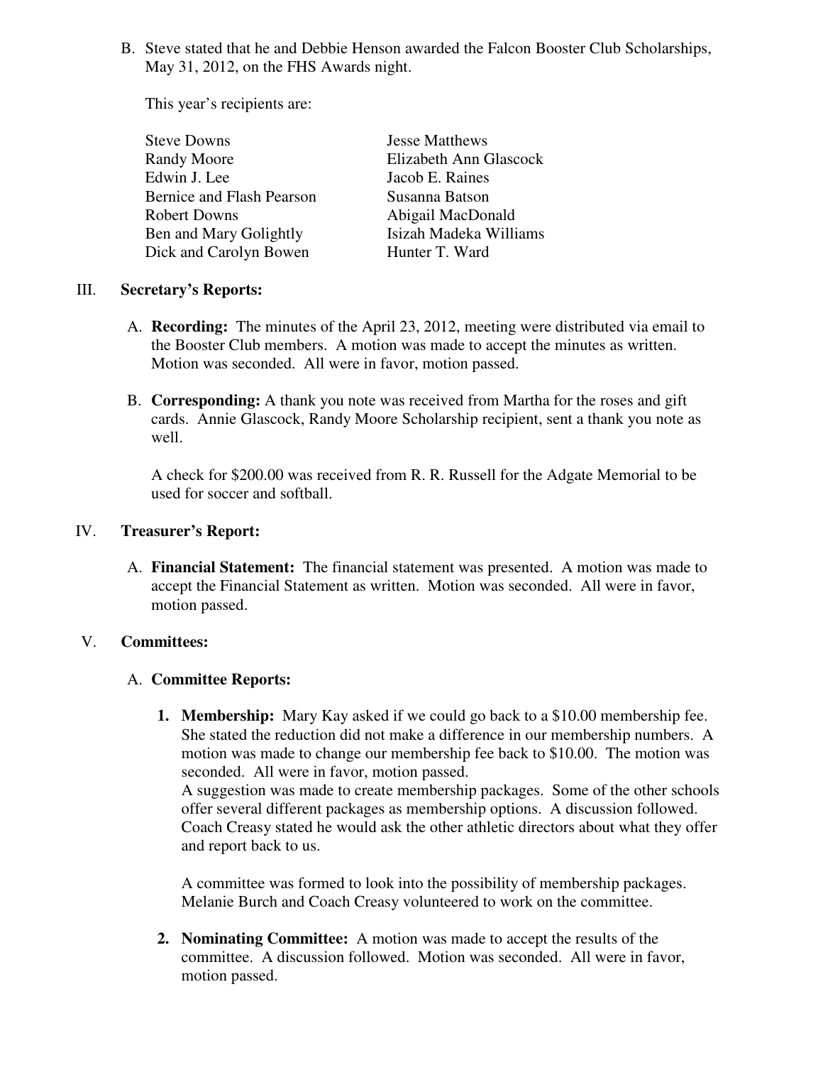B. Steve stated that he and Debbie Henson awarded the Falcon Booster Club Scholarships, May 31, 2012, on the FHS Awards night.

This year's recipients are:

| | |
|---|---|
| Steve Downs | Jesse Matthews |
| Randy Moore | Elizabeth Ann Glascock |
| Edwin J. Lee | Jacob E. Raines |
| Bernice and Flash Pearson | Susanna Batson |
| Robert Downs | Abigail MacDonald |
| Ben and Mary Golightly | Isizah Madeka Williams |
| Dick and Carolyn Bowen | Hunter T. Ward |

## III. Secretary's Reports:

A. **Recording:** The minutes of the April 23, 2012, meeting were distributed via email to the Booster Club members. A motion was made to accept the minutes as written. Motion was seconded. All were in favor, motion passed.

B. **Corresponding:** A thank you note was received from Martha for the roses and gift cards. Annie Glascock, Randy Moore Scholarship recipient, sent a thank you note as well.

A check for $200.00 was received from R. R. Russell for the Adgate Memorial to be used for soccer and softball.

## IV. Treasurer's Report:

A. **Financial Statement:** The financial statement was presented. A motion was made to accept the Financial Statement as written. Motion was seconded. All were in favor, motion passed.

## V. Committees:

A. **Committee Reports:**

1. **Membership:** Mary Kay asked if we could go back to a $10.00 membership fee. She stated the reduction did not make a difference in our membership numbers. A motion was made to change our membership fee back to $10.00. The motion was seconded. All were in favor, motion passed.
A suggestion was made to create membership packages. Some of the other schools offer several different packages as membership options. A discussion followed. Coach Creasy stated he would ask the other athletic directors about what they offer and report back to us.

   A committee was formed to look into the possibility of membership packages. Melanie Burch and Coach Creasy volunteered to work on the committee.

2. **Nominating Committee:** A motion was made to accept the results of the committee. A discussion followed. Motion was seconded. All were in favor, motion passed.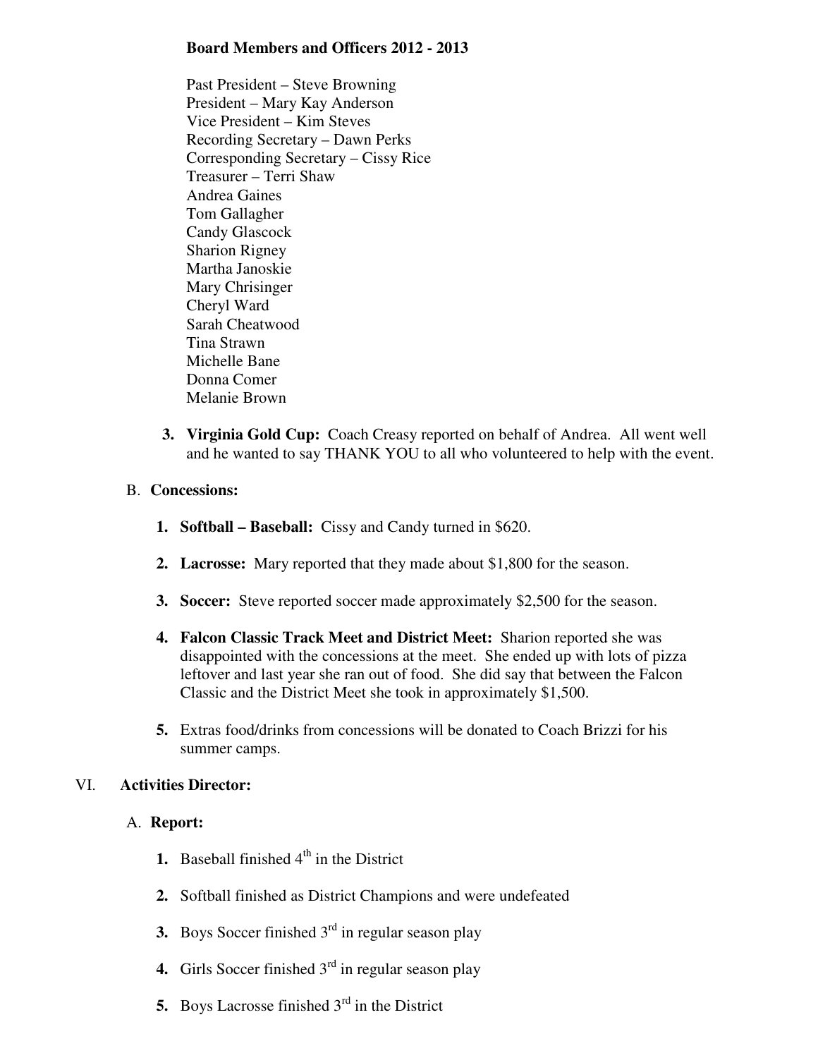**Board Members and Officers 2012 - 2013**

Past President – Steve Browning
President – Mary Kay Anderson
Vice President – Kim Steves
Recording Secretary – Dawn Perks
Corresponding Secretary – Cissy Rice
Treasurer – Terri Shaw
Andrea Gaines
Tom Gallagher
Candy Glascock
Sharion Rigney
Martha Janoskie
Mary Chrisinger
Cheryl Ward
Sarah Cheatwood
Tina Strawn
Michelle Bane
Donna Comer
Melanie Brown

3. **Virginia Gold Cup:** Coach Creasy reported on behalf of Andrea. All went well and he wanted to say THANK YOU to all who volunteered to help with the event.

B. **Concessions:**

1. **Softball – Baseball:** Cissy and Candy turned in $620.

2. **Lacrosse:** Mary reported that they made about $1,800 for the season.

3. **Soccer:** Steve reported soccer made approximately $2,500 for the season.

4. **Falcon Classic Track Meet and District Meet:** Sharion reported she was disappointed with the concessions at the meet. She ended up with lots of pizza leftover and last year she ran out of food. She did say that between the Falcon Classic and the District Meet she took in approximately $1,500.

5. Extras food/drinks from concessions will be donated to Coach Brizzi for his summer camps.

VI. **Activities Director:**

A. **Report:**

1. Baseball finished 4th in the District

2. Softball finished as District Champions and were undefeated

3. Boys Soccer finished 3rd in regular season play

4. Girls Soccer finished 3rd in regular season play

5. Boys Lacrosse finished 3rd in the District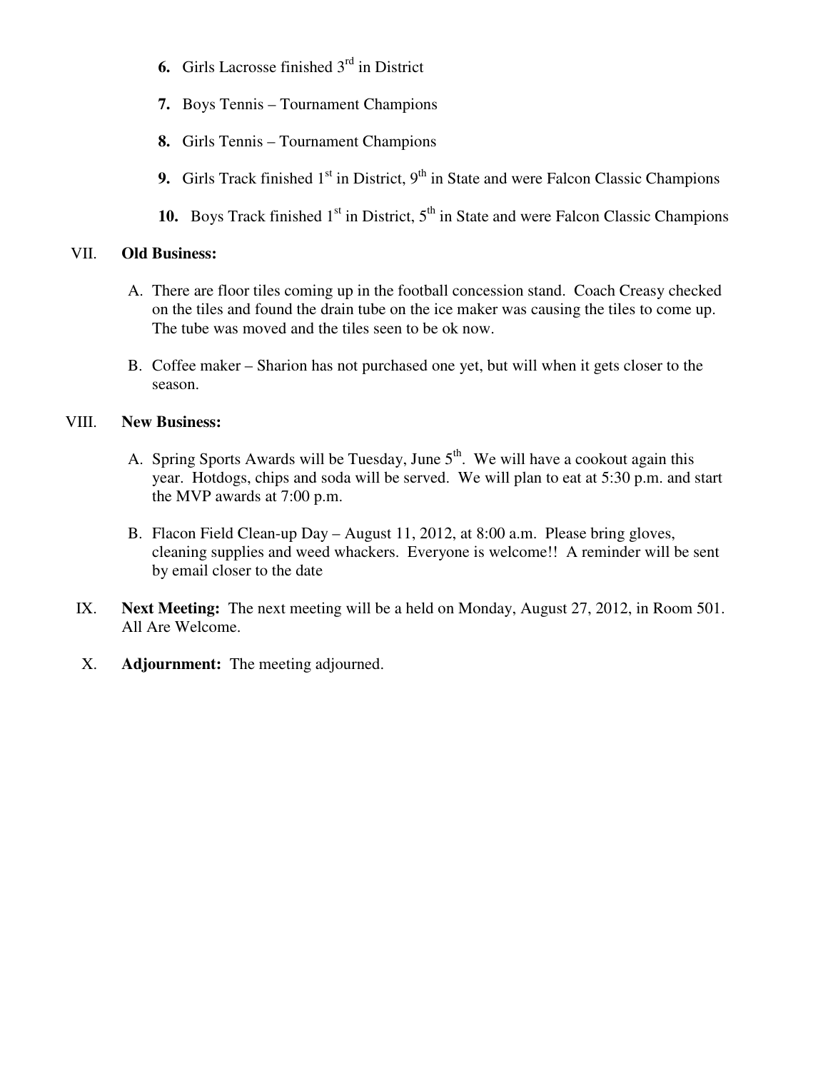6. **6.** Girls Lacrosse finished 3rd in District

7. **7.** Boys Tennis – Tournament Champions

8. **8.** Girls Tennis – Tournament Champions

9. **9.** Girls Track finished 1st in District, 9th in State and were Falcon Classic Champions

10. **10.** Boys Track finished 1st in District, 5th in State and were Falcon Classic Champions

VII. **Old Business:**

A. There are floor tiles coming up in the football concession stand. Coach Creasy checked on the tiles and found the drain tube on the ice maker was causing the tiles to come up. The tube was moved and the tiles seen to be ok now.

B. Coffee maker – Sharion has not purchased one yet, but will when it gets closer to the season.

VIII. **New Business:**

A. Spring Sports Awards will be Tuesday, June 5th. We will have a cookout again this year. Hotdogs, chips and soda will be served. We will plan to eat at 5:30 p.m. and start the MVP awards at 7:00 p.m.

B. Flacon Field Clean-up Day – August 11, 2012, at 8:00 a.m. Please bring gloves, cleaning supplies and weed whackers. Everyone is welcome!! A reminder will be sent by email closer to the date

IX. **Next Meeting:** The next meeting will be a held on Monday, August 27, 2012, in Room 501. All Are Welcome.

X. **Adjournment:** The meeting adjourned.